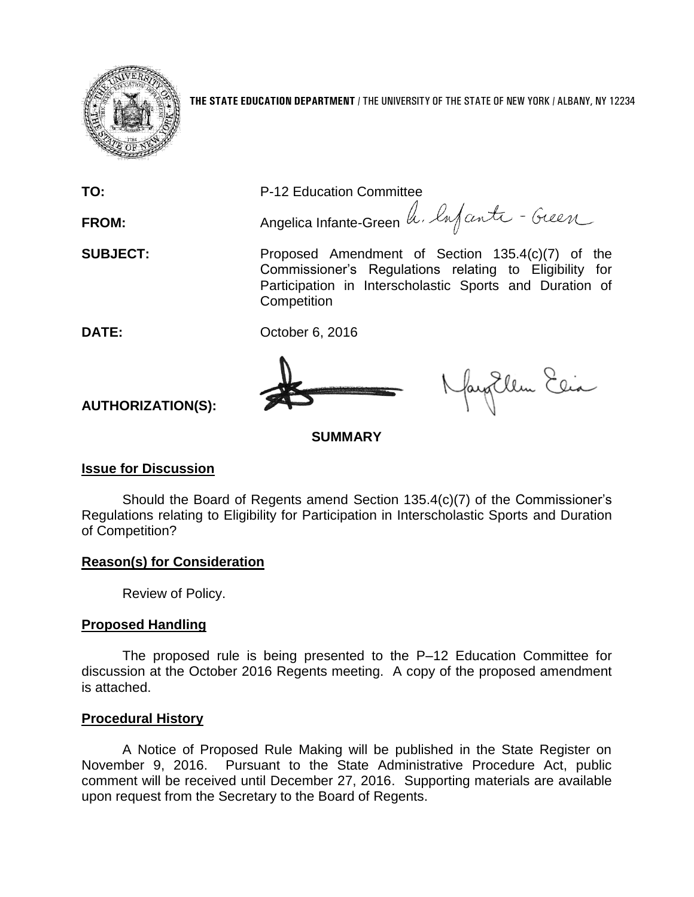**THE STATE EDUCATION DEPARTMENT** / THE UNIVERSITY OF THE STATE OF NEW YORK / ALBANY, NY 12234

**TO:** P-12 Education Committee

**FROM:** Angelica Infante-Green

**SUBJECT:** Proposed Amendment of Section 135.4(c)(7) of the Commissioner's Regulations relating to Eligibility for Participation in Interscholastic Sports and Duration of Competition

**DATE:** October 6, 2016

**AUTHORIZATION(S):**

## SUMMARY

### Issue for Discussion

Should the Board of Regents amend Section 135.4(c)(7) of the Commissioner's Regulations relating to Eligibility for Participation in Interscholastic Sports and Duration of Competition?

### Reason(s) for Consideration

Review of Policy.

### Proposed Handling

The proposed rule is being presented to the P–12 Education Committee for discussion at the October 2016 Regents meeting. A copy of the proposed amendment is attached.

### Procedural History

A Notice of Proposed Rule Making will be published in the State Register on November 9, 2016. Pursuant to the State Administrative Procedure Act, public comment will be received until December 27, 2016. Supporting materials are available upon request from the Secretary to the Board of Regents.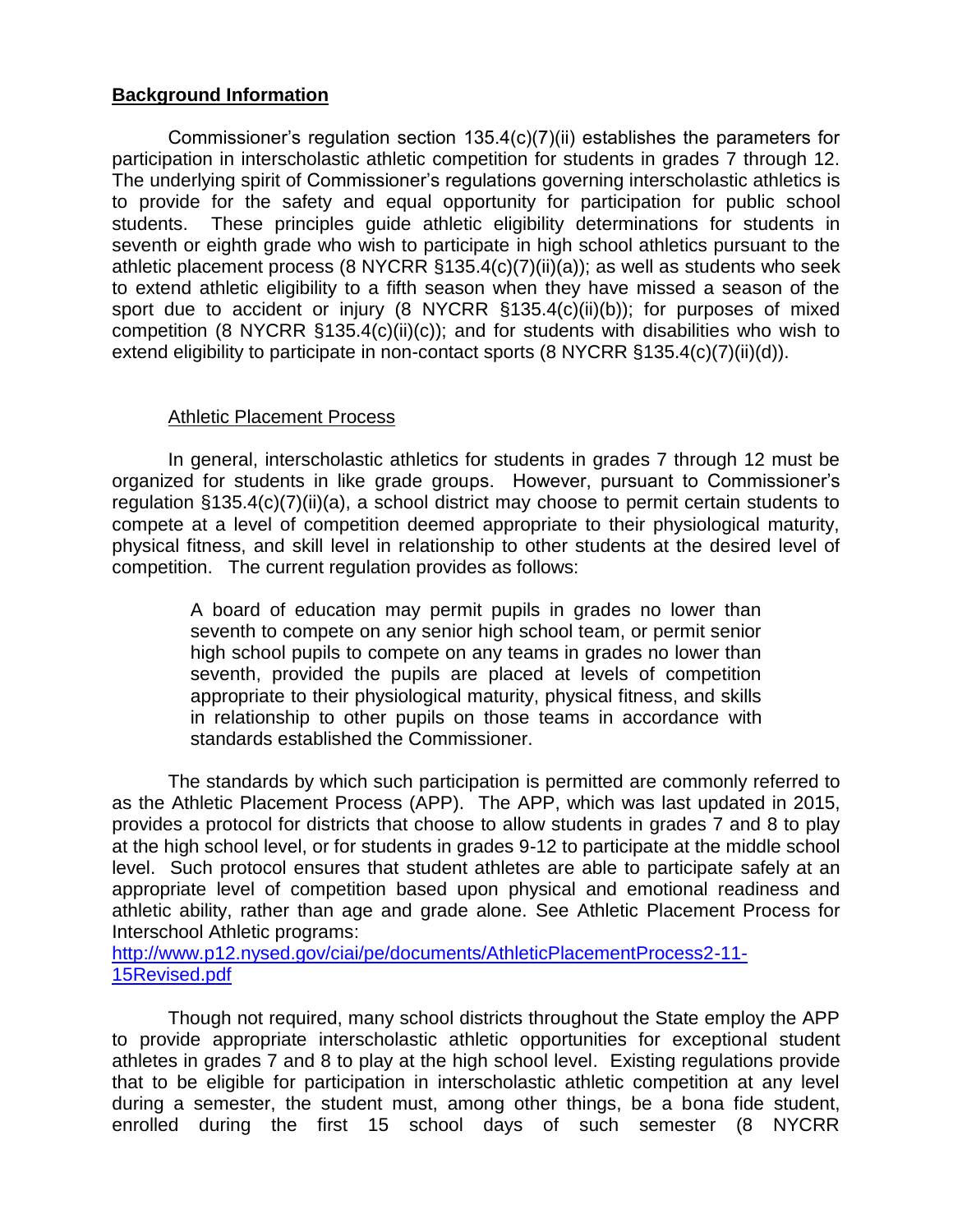## **Background Information**

Commissioner's regulation section 135.4(c)(7)(ii) establishes the parameters for participation in interscholastic athletic competition for students in grades 7 through 12. The underlying spirit of Commissioner's regulations governing interscholastic athletics is to provide for the safety and equal opportunity for participation for public school students. These principles guide athletic eligibility determinations for students in seventh or eighth grade who wish to participate in high school athletics pursuant to the athletic placement process (8 NYCRR §135.4(c)(7)(ii)(a)); as well as students who seek to extend athletic eligibility to a fifth season when they have missed a season of the sport due to accident or injury (8 NYCRR §135.4(c)(ii)(b)); for purposes of mixed competition (8 NYCRR §135.4(c)(ii)(c)); and for students with disabilities who wish to extend eligibility to participate in non-contact sports (8 NYCRR §135.4(c)(7)(ii)(d)).

### Athletic Placement Process

In general, interscholastic athletics for students in grades 7 through 12 must be organized for students in like grade groups. However, pursuant to Commissioner's regulation §135.4(c)(7)(ii)(a), a school district may choose to permit certain students to compete at a level of competition deemed appropriate to their physiological maturity, physical fitness, and skill level in relationship to other students at the desired level of competition. The current regulation provides as follows:

> A board of education may permit pupils in grades no lower than seventh to compete on any senior high school team, or permit senior high school pupils to compete on any teams in grades no lower than seventh, provided the pupils are placed at levels of competition appropriate to their physiological maturity, physical fitness, and skills in relationship to other pupils on those teams in accordance with standards established the Commissioner.

The standards by which such participation is permitted are commonly referred to as the Athletic Placement Process (APP). The APP, which was last updated in 2015, provides a protocol for districts that choose to allow students in grades 7 and 8 to play at the high school level, or for students in grades 9-12 to participate at the middle school level. Such protocol ensures that student athletes are able to participate safely at an appropriate level of competition based upon physical and emotional readiness and athletic ability, rather than age and grade alone. See Athletic Placement Process for Interschool Athletic programs:
[http://www.p12.nysed.gov/ciai/pe/documents/AthleticPlacementProcess2-11-15Revised.pdf](http://www.p12.nysed.gov/ciai/pe/documents/AthleticPlacementProcess2-11-15Revised.pdf)

Though not required, many school districts throughout the State employ the APP to provide appropriate interscholastic athletic opportunities for exceptional student athletes in grades 7 and 8 to play at the high school level. Existing regulations provide that to be eligible for participation in interscholastic athletic competition at any level during a semester, the student must, among other things, be a bona fide student, enrolled during the first 15 school days of such semester (8 NYCRR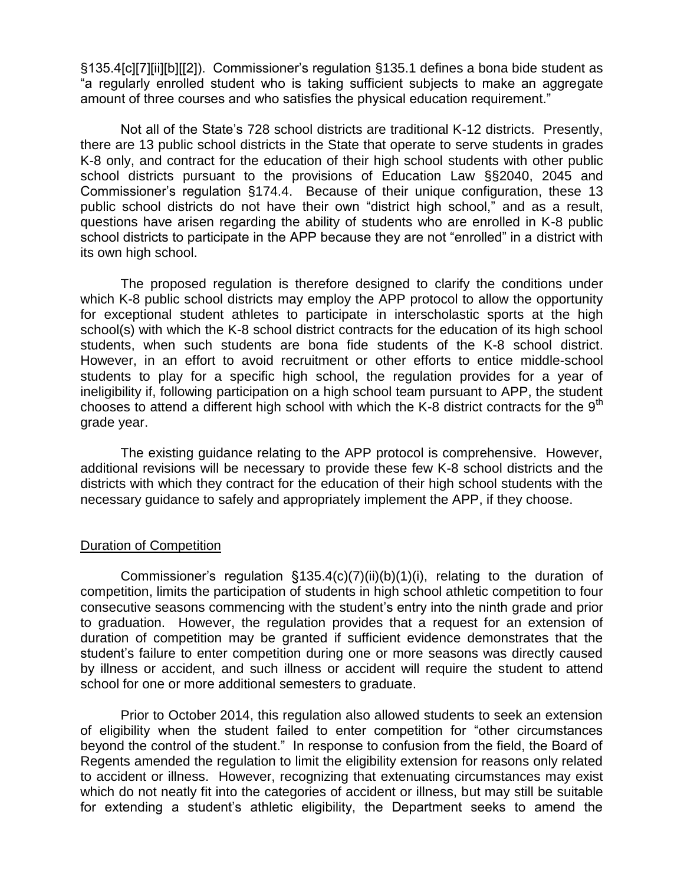§135.4[c][7][ii][b][[2]). Commissioner's regulation §135.1 defines a bona bide student as "a regularly enrolled student who is taking sufficient subjects to make an aggregate amount of three courses and who satisfies the physical education requirement."

Not all of the State's 728 school districts are traditional K-12 districts. Presently, there are 13 public school districts in the State that operate to serve students in grades K-8 only, and contract for the education of their high school students with other public school districts pursuant to the provisions of Education Law §§2040, 2045 and Commissioner's regulation §174.4. Because of their unique configuration, these 13 public school districts do not have their own "district high school," and as a result, questions have arisen regarding the ability of students who are enrolled in K-8 public school districts to participate in the APP because they are not "enrolled" in a district with its own high school.

The proposed regulation is therefore designed to clarify the conditions under which K-8 public school districts may employ the APP protocol to allow the opportunity for exceptional student athletes to participate in interscholastic sports at the high school(s) with which the K-8 school district contracts for the education of its high school students, when such students are bona fide students of the K-8 school district. However, in an effort to avoid recruitment or other efforts to entice middle-school students to play for a specific high school, the regulation provides for a year of ineligibility if, following participation on a high school team pursuant to APP, the student chooses to attend a different high school with which the K-8 district contracts for the 9th grade year.

The existing guidance relating to the APP protocol is comprehensive. However, additional revisions will be necessary to provide these few K-8 school districts and the districts with which they contract for the education of their high school students with the necessary guidance to safely and appropriately implement the APP, if they choose.

Duration of Competition

Commissioner's regulation §135.4(c)(7)(ii)(b)(1)(i), relating to the duration of competition, limits the participation of students in high school athletic competition to four consecutive seasons commencing with the student's entry into the ninth grade and prior to graduation. However, the regulation provides that a request for an extension of duration of competition may be granted if sufficient evidence demonstrates that the student's failure to enter competition during one or more seasons was directly caused by illness or accident, and such illness or accident will require the student to attend school for one or more additional semesters to graduate.

Prior to October 2014, this regulation also allowed students to seek an extension of eligibility when the student failed to enter competition for "other circumstances beyond the control of the student." In response to confusion from the field, the Board of Regents amended the regulation to limit the eligibility extension for reasons only related to accident or illness. However, recognizing that extenuating circumstances may exist which do not neatly fit into the categories of accident or illness, but may still be suitable for extending a student's athletic eligibility, the Department seeks to amend the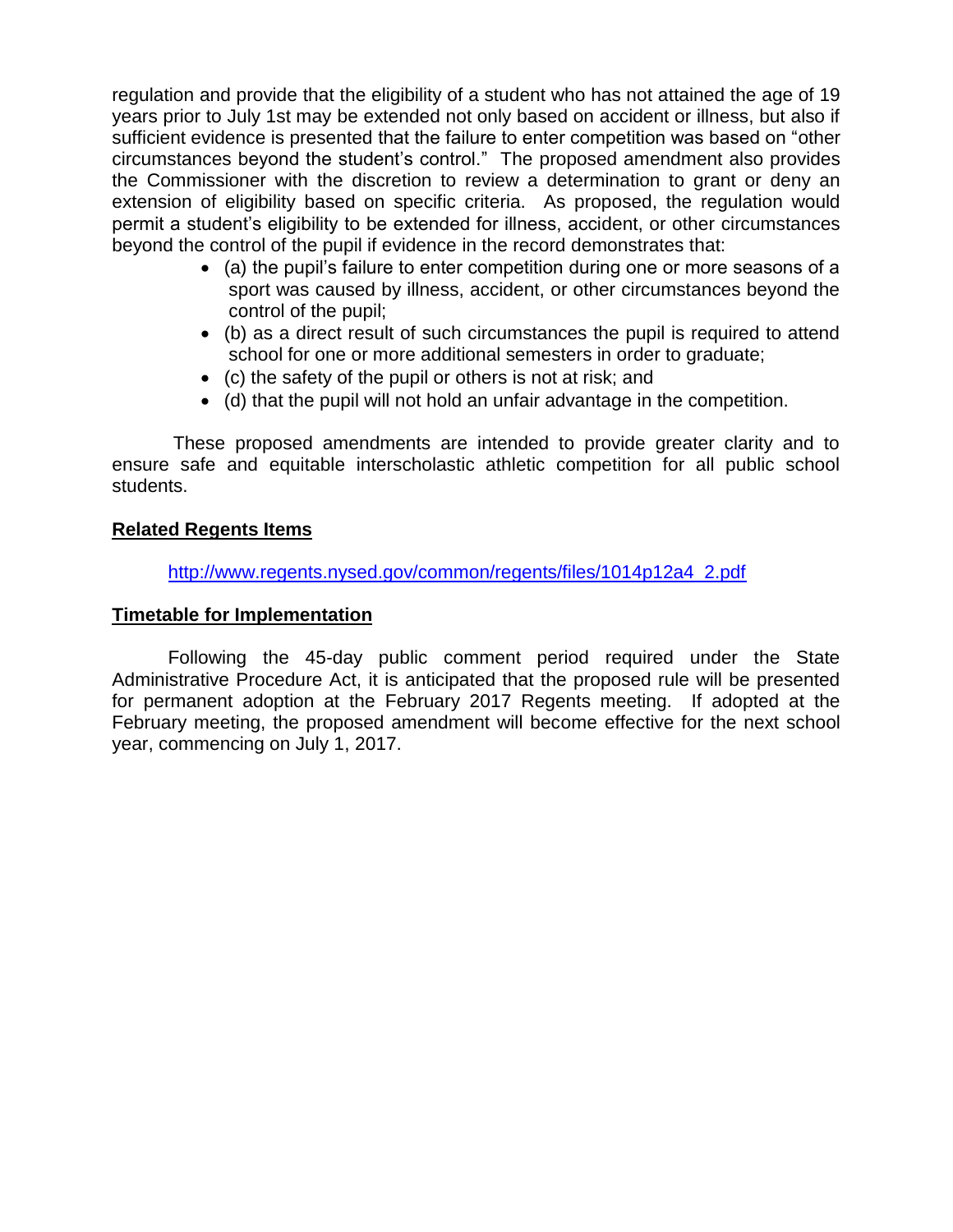regulation and provide that the eligibility of a student who has not attained the age of 19 years prior to July 1st may be extended not only based on accident or illness, but also if sufficient evidence is presented that the failure to enter competition was based on "other circumstances beyond the student's control." The proposed amendment also provides the Commissioner with the discretion to review a determination to grant or deny an extension of eligibility based on specific criteria. As proposed, the regulation would permit a student's eligibility to be extended for illness, accident, or other circumstances beyond the control of the pupil if evidence in the record demonstrates that:

- (a) the pupil's failure to enter competition during one or more seasons of a sport was caused by illness, accident, or other circumstances beyond the control of the pupil;
- (b) as a direct result of such circumstances the pupil is required to attend school for one or more additional semesters in order to graduate;
- (c) the safety of the pupil or others is not at risk; and
- (d) that the pupil will not hold an unfair advantage in the competition.

These proposed amendments are intended to provide greater clarity and to ensure safe and equitable interscholastic athletic competition for all public school students.

**Related Regents Items**

http://www.regents.nysed.gov/common/regents/files/1014p12a4_2.pdf

**Timetable for Implementation**

Following the 45-day public comment period required under the State Administrative Procedure Act, it is anticipated that the proposed rule will be presented for permanent adoption at the February 2017 Regents meeting. If adopted at the February meeting, the proposed amendment will become effective for the next school year, commencing on July 1, 2017.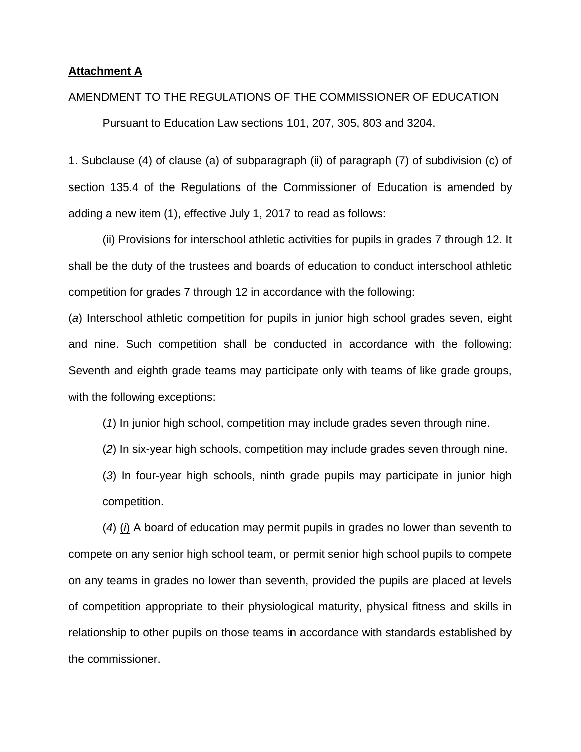**Attachment A**

AMENDMENT TO THE REGULATIONS OF THE COMMISSIONER OF EDUCATION

Pursuant to Education Law sections 101, 207, 305, 803 and 3204.

1. Subclause (4) of clause (a) of subparagraph (ii) of paragraph (7) of subdivision (c) of section 135.4 of the Regulations of the Commissioner of Education is amended by adding a new item (1), effective July 1, 2017 to read as follows:

(ii) Provisions for interschool athletic activities for pupils in grades 7 through 12. It shall be the duty of the trustees and boards of education to conduct interschool athletic competition for grades 7 through 12 in accordance with the following:

(*a*) Interschool athletic competition for pupils in junior high school grades seven, eight and nine. Such competition shall be conducted in accordance with the following: Seventh and eighth grade teams may participate only with teams of like grade groups, with the following exceptions:

(*1*) In junior high school, competition may include grades seven through nine.

(*2*) In six-year high schools, competition may include grades seven through nine.

(*3*) In four-year high schools, ninth grade pupils may participate in junior high competition.

(*4*) <u>(*i*)</u> A board of education may permit pupils in grades no lower than seventh to compete on any senior high school team, or permit senior high school pupils to compete on any teams in grades no lower than seventh, provided the pupils are placed at levels of competition appropriate to their physiological maturity, physical fitness and skills in relationship to other pupils on those teams in accordance with standards established by the commissioner.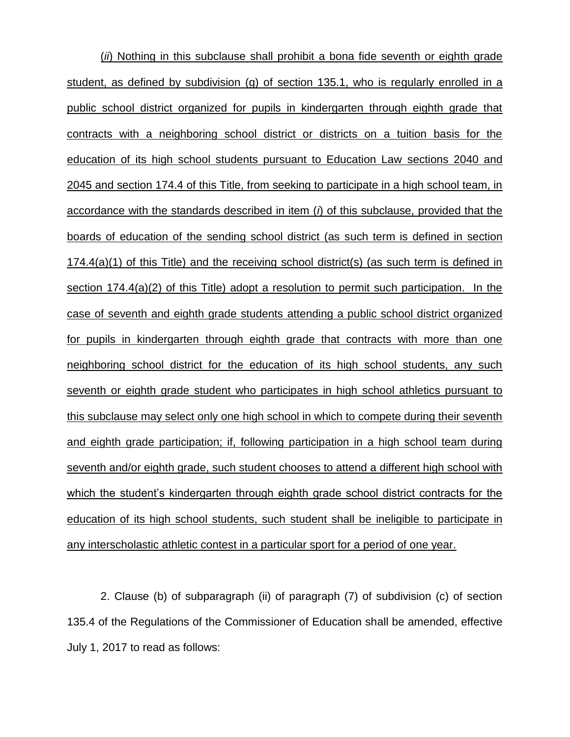(*ii*) Nothing in this subclause shall prohibit a bona fide seventh or eighth grade student, as defined by subdivision (g) of section 135.1, who is regularly enrolled in a public school district organized for pupils in kindergarten through eighth grade that contracts with a neighboring school district or districts on a tuition basis for the education of its high school students pursuant to Education Law sections 2040 and 2045 and section 174.4 of this Title, from seeking to participate in a high school team, in accordance with the standards described in item (*i*) of this subclause, provided that the boards of education of the sending school district (as such term is defined in section 174.4(a)(1) of this Title) and the receiving school district(s) (as such term is defined in section 174.4(a)(2) of this Title) adopt a resolution to permit such participation. In the case of seventh and eighth grade students attending a public school district organized for pupils in kindergarten through eighth grade that contracts with more than one neighboring school district for the education of its high school students, any such seventh or eighth grade student who participates in high school athletics pursuant to this subclause may select only one high school in which to compete during their seventh and eighth grade participation; if, following participation in a high school team during seventh and/or eighth grade, such student chooses to attend a different high school with which the student's kindergarten through eighth grade school district contracts for the education of its high school students, such student shall be ineligible to participate in any interscholastic athletic contest in a particular sport for a period of one year.

2. Clause (b) of subparagraph (ii) of paragraph (7) of subdivision (c) of section 135.4 of the Regulations of the Commissioner of Education shall be amended, effective July 1, 2017 to read as follows: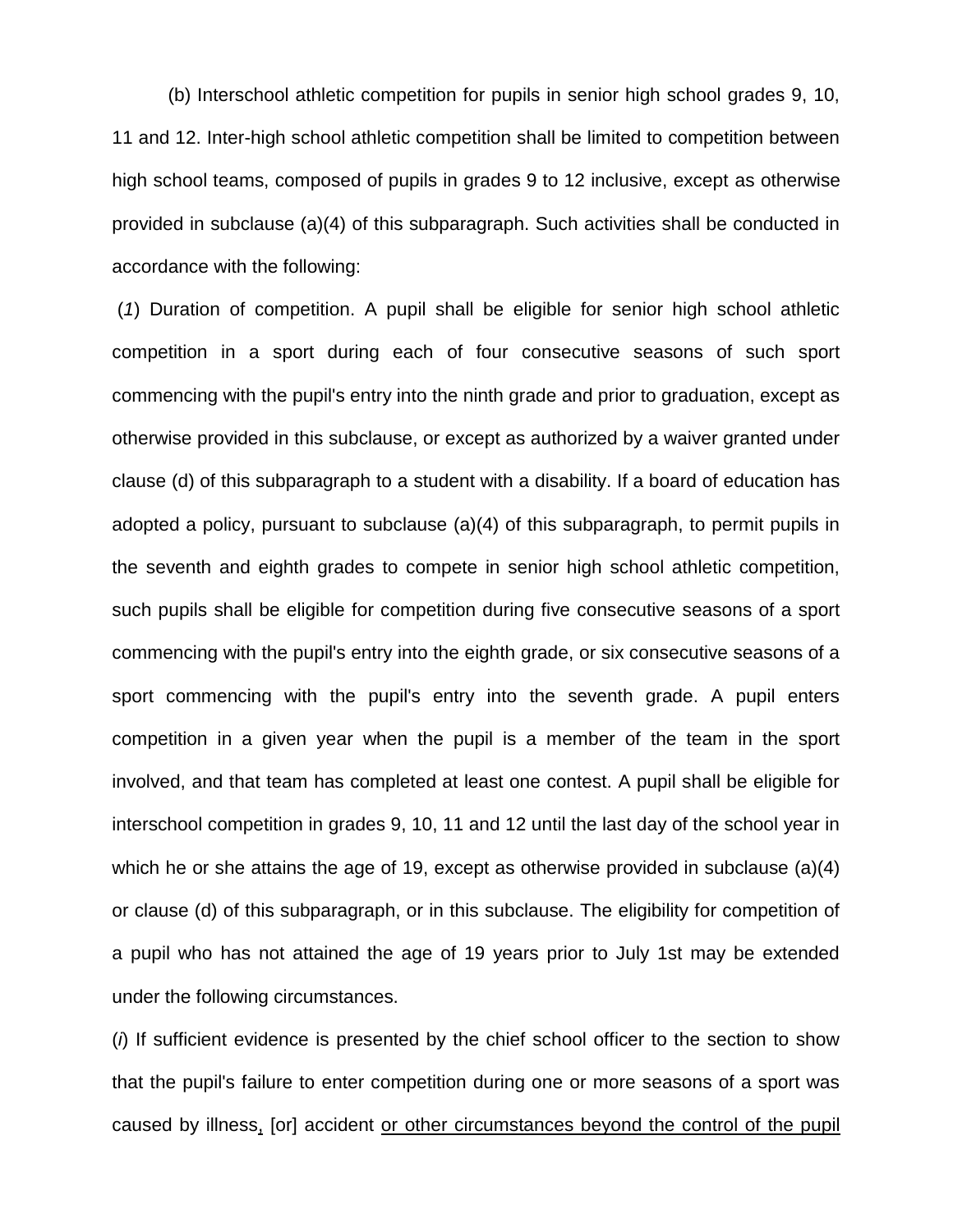(b) Interschool athletic competition for pupils in senior high school grades 9, 10, 11 and 12. Inter-high school athletic competition shall be limited to competition between high school teams, composed of pupils in grades 9 to 12 inclusive, except as otherwise provided in subclause (a)(4) of this subparagraph. Such activities shall be conducted in accordance with the following:

(*1*) Duration of competition. A pupil shall be eligible for senior high school athletic competition in a sport during each of four consecutive seasons of such sport commencing with the pupil's entry into the ninth grade and prior to graduation, except as otherwise provided in this subclause, or except as authorized by a waiver granted under clause (d) of this subparagraph to a student with a disability. If a board of education has adopted a policy, pursuant to subclause (a)(4) of this subparagraph, to permit pupils in the seventh and eighth grades to compete in senior high school athletic competition, such pupils shall be eligible for competition during five consecutive seasons of a sport commencing with the pupil's entry into the eighth grade, or six consecutive seasons of a sport commencing with the pupil's entry into the seventh grade. A pupil enters competition in a given year when the pupil is a member of the team in the sport involved, and that team has completed at least one contest. A pupil shall be eligible for interschool competition in grades 9, 10, 11 and 12 until the last day of the school year in which he or she attains the age of 19, except as otherwise provided in subclause (a)(4) or clause (d) of this subparagraph, or in this subclause. The eligibility for competition of a pupil who has not attained the age of 19 years prior to July 1st may be extended under the following circumstances.

(*i*) If sufficient evidence is presented by the chief school officer to the section to show that the pupil's failure to enter competition during one or more seasons of a sport was caused by illness<u>,</u> [or] accident <u>or other circumstances beyond the control of the pupil</u>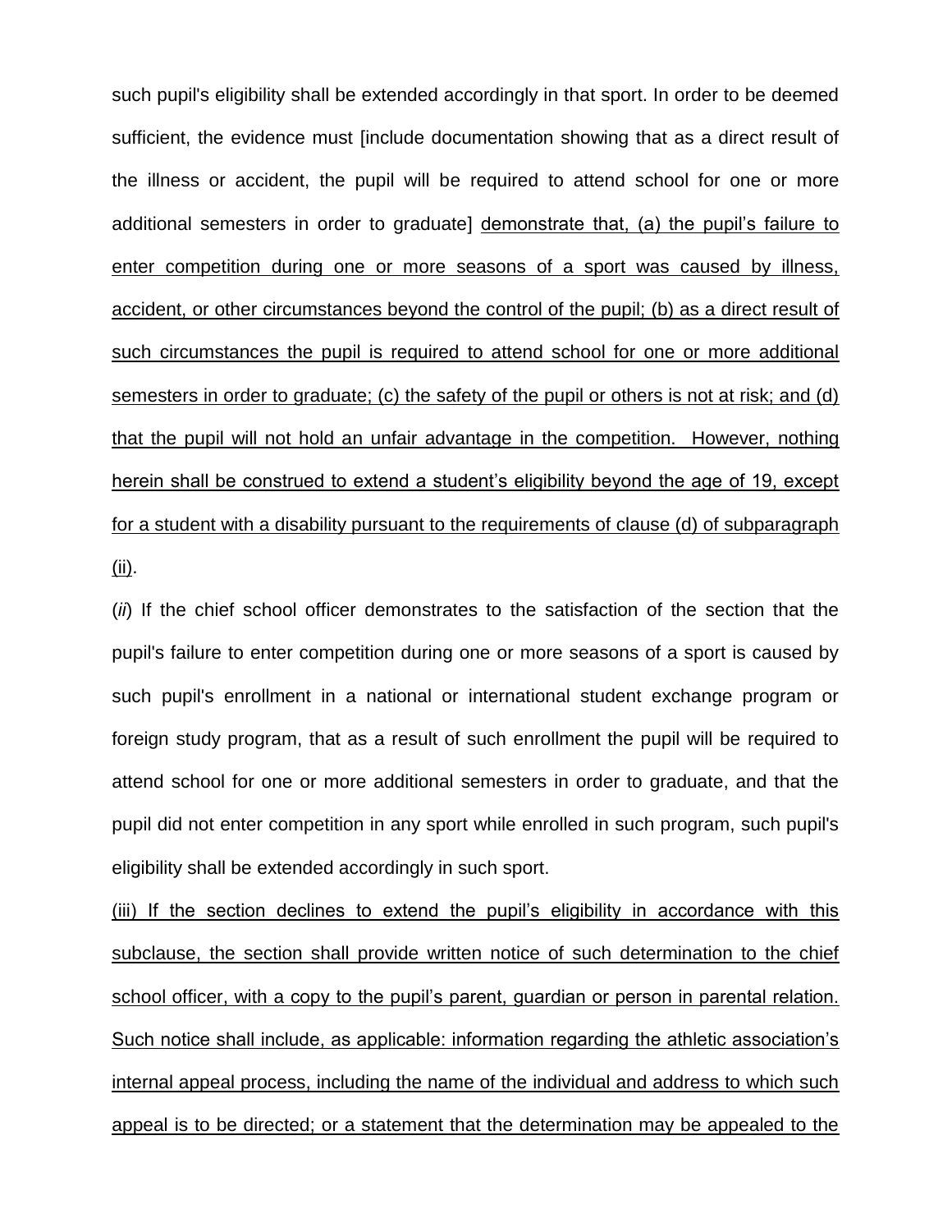such pupil's eligibility shall be extended accordingly in that sport. In order to be deemed sufficient, the evidence must [include documentation showing that as a direct result of the illness or accident, the pupil will be required to attend school for one or more additional semesters in order to graduate] <u>demonstrate that, (a) the pupil's failure to enter competition during one or more seasons of a sport was caused by illness, accident, or other circumstances beyond the control of the pupil; (b) as a direct result of such circumstances the pupil is required to attend school for one or more additional semesters in order to graduate; (c) the safety of the pupil or others is not at risk; and (d) that the pupil will not hold an unfair advantage in the competition. However, nothing herein shall be construed to extend a student's eligibility beyond the age of 19, except for a student with a disability pursuant to the requirements of clause (d) of subparagraph (ii)</u>.

(*ii*) If the chief school officer demonstrates to the satisfaction of the section that the pupil's failure to enter competition during one or more seasons of a sport is caused by such pupil's enrollment in a national or international student exchange program or foreign study program, that as a result of such enrollment the pupil will be required to attend school for one or more additional semesters in order to graduate, and that the pupil did not enter competition in any sport while enrolled in such program, such pupil's eligibility shall be extended accordingly in such sport.

<u>(iii) If the section declines to extend the pupil's eligibility in accordance with this subclause, the section shall provide written notice of such determination to the chief school officer, with a copy to the pupil's parent, guardian or person in parental relation. Such notice shall include, as applicable: information regarding the athletic association's internal appeal process, including the name of the individual and address to which such appeal is to be directed; or a statement that the determination may be appealed to the</u>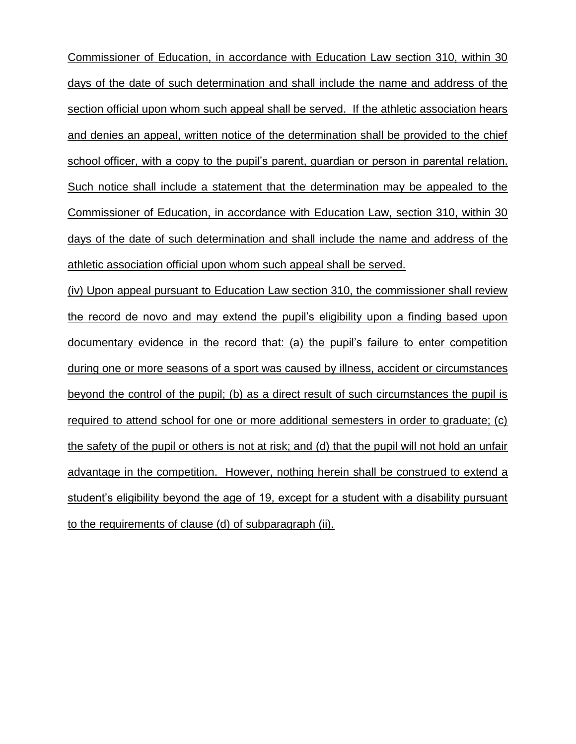Commissioner of Education, in accordance with Education Law section 310, within 30 days of the date of such determination and shall include the name and address of the section official upon whom such appeal shall be served. If the athletic association hears and denies an appeal, written notice of the determination shall be provided to the chief school officer, with a copy to the pupil's parent, guardian or person in parental relation. Such notice shall include a statement that the determination may be appealed to the Commissioner of Education, in accordance with Education Law, section 310, within 30 days of the date of such determination and shall include the name and address of the athletic association official upon whom such appeal shall be served.

(iv) Upon appeal pursuant to Education Law section 310, the commissioner shall review the record de novo and may extend the pupil's eligibility upon a finding based upon documentary evidence in the record that: (a) the pupil's failure to enter competition during one or more seasons of a sport was caused by illness, accident or circumstances beyond the control of the pupil; (b) as a direct result of such circumstances the pupil is required to attend school for one or more additional semesters in order to graduate; (c) the safety of the pupil or others is not at risk; and (d) that the pupil will not hold an unfair advantage in the competition. However, nothing herein shall be construed to extend a student's eligibility beyond the age of 19, except for a student with a disability pursuant to the requirements of clause (d) of subparagraph (ii).